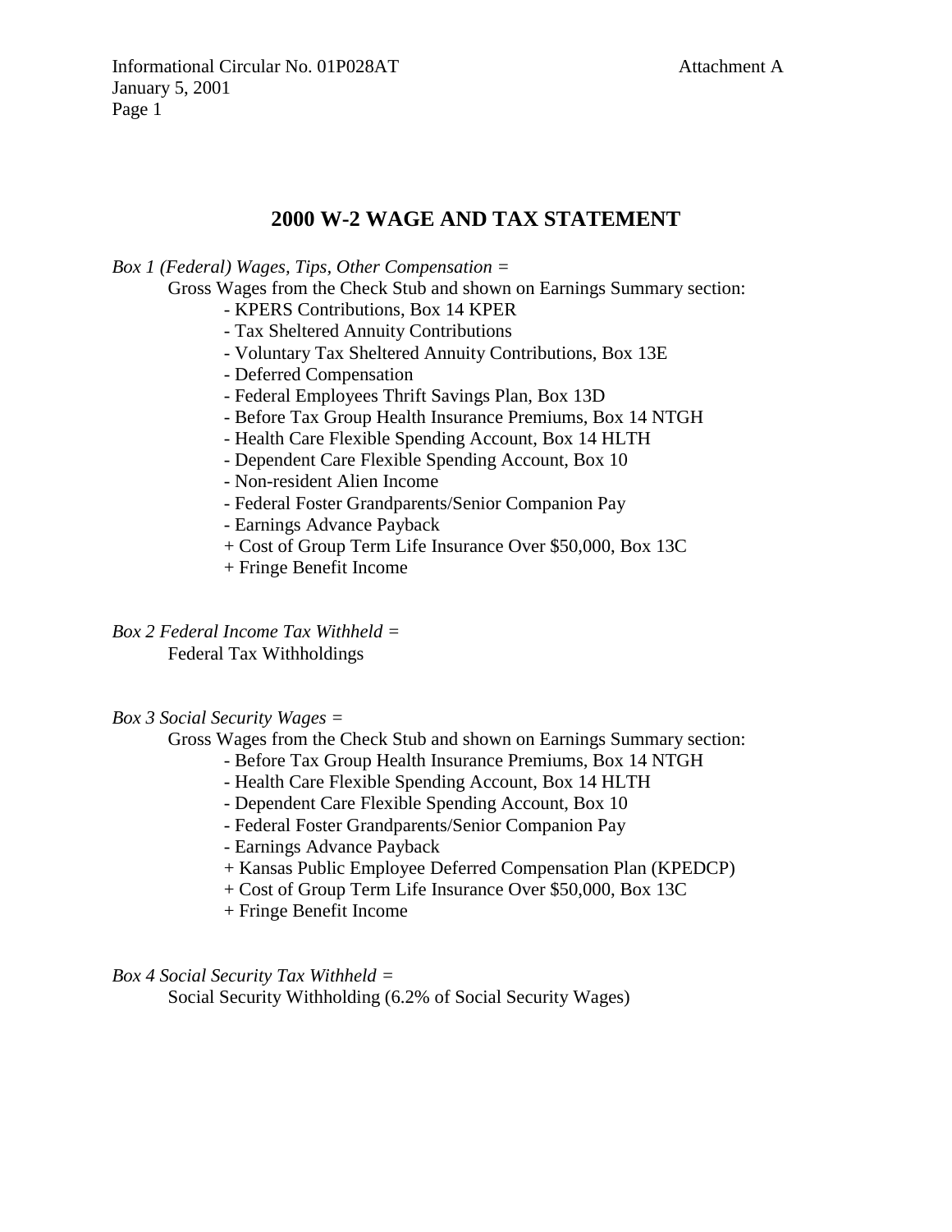# 2000 W-2 WAGE AND TAX STATEMENT

*Box 1 (Federal) Wages, Tips, Other Compensation =*

Gross Wages from the Check Stub and shown on Earnings Summary section:

- \- KPERS Contributions, Box 14 KPER
- \- Tax Sheltered Annuity Contributions
- \- Voluntary Tax Sheltered Annuity Contributions, Box 13E
- \- Deferred Compensation
- \- Federal Employees Thrift Savings Plan, Box 13D
- \- Before Tax Group Health Insurance Premiums, Box 14 NTGH
- \- Health Care Flexible Spending Account, Box 14 HLTH
- \- Dependent Care Flexible Spending Account, Box 10
- \- Non-resident Alien Income
- \- Federal Foster Grandparents/Senior Companion Pay
- \- Earnings Advance Payback
- \+ Cost of Group Term Life Insurance Over $50,000, Box 13C
- \+ Fringe Benefit Income

*Box 2 Federal Income Tax Withheld =*

Federal Tax Withholdings

*Box 3 Social Security Wages =*

Gross Wages from the Check Stub and shown on Earnings Summary section:

- \- Before Tax Group Health Insurance Premiums, Box 14 NTGH
- \- Health Care Flexible Spending Account, Box 14 HLTH
- \- Dependent Care Flexible Spending Account, Box 10
- \- Federal Foster Grandparents/Senior Companion Pay
- \- Earnings Advance Payback
- \+ Kansas Public Employee Deferred Compensation Plan (KPEDCP)
- \+ Cost of Group Term Life Insurance Over $50,000, Box 13C
- \+ Fringe Benefit Income

*Box 4 Social Security Tax Withheld =*

Social Security Withholding (6.2% of Social Security Wages)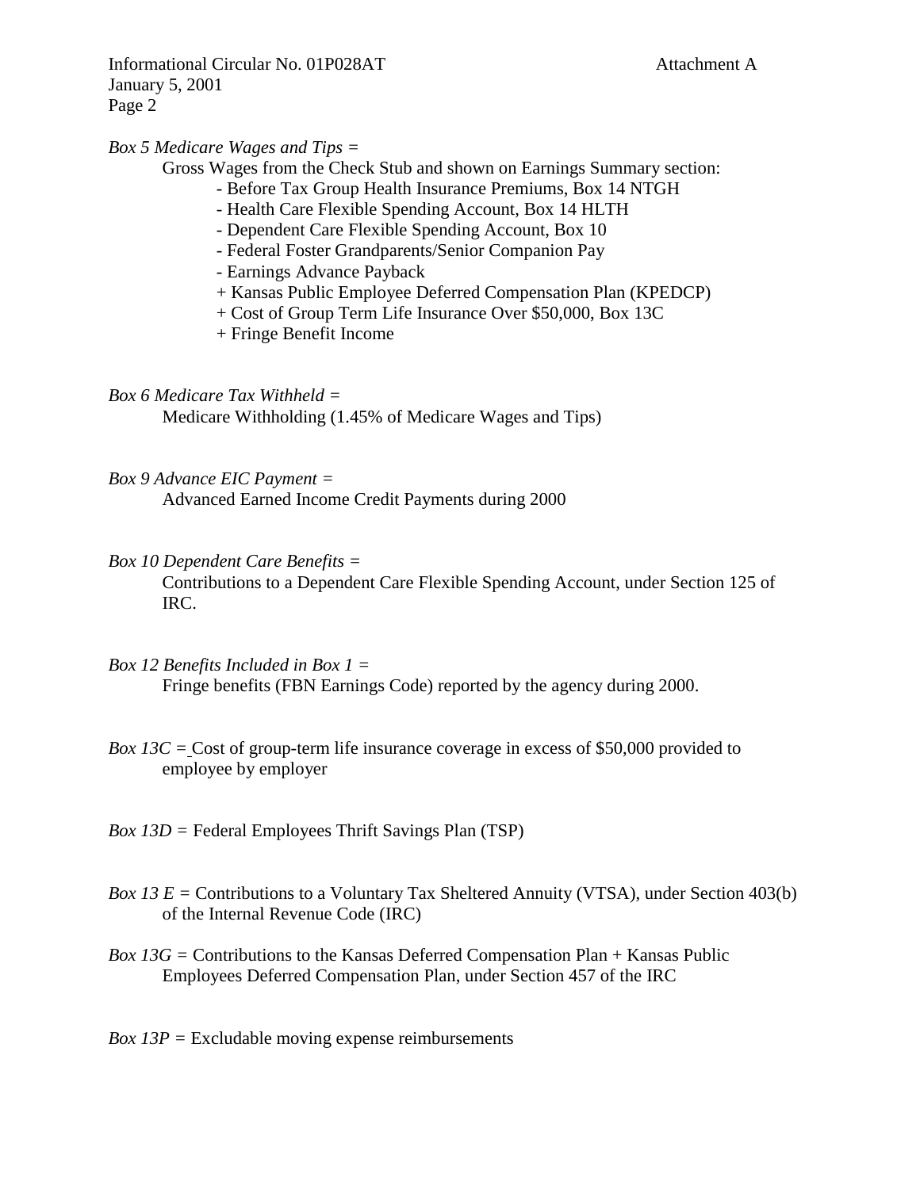*Box 5 Medicare Wages and Tips =*

Gross Wages from the Check Stub and shown on Earnings Summary section:

- Before Tax Group Health Insurance Premiums, Box 14 NTGH
- Health Care Flexible Spending Account, Box 14 HLTH
- Dependent Care Flexible Spending Account, Box 10
- Federal Foster Grandparents/Senior Companion Pay
- Earnings Advance Payback

+ Kansas Public Employee Deferred Compensation Plan (KPEDCP)
+ Cost of Group Term Life Insurance Over $50,000, Box 13C
+ Fringe Benefit Income

*Box 6 Medicare Tax Withheld =*

Medicare Withholding (1.45% of Medicare Wages and Tips)

*Box 9 Advance EIC Payment =*

Advanced Earned Income Credit Payments during 2000

*Box 10 Dependent Care Benefits =*

Contributions to a Dependent Care Flexible Spending Account, under Section 125 of IRC.

*Box 12 Benefits Included in Box 1 =*

Fringe benefits (FBN Earnings Code) reported by the agency during 2000.

*Box 13C =* Cost of group-term life insurance coverage in excess of $50,000 provided to employee by employer

*Box 13D =* Federal Employees Thrift Savings Plan (TSP)

*Box 13 E =* Contributions to a Voluntary Tax Sheltered Annuity (VTSA), under Section 403(b) of the Internal Revenue Code (IRC)

*Box 13G =* Contributions to the Kansas Deferred Compensation Plan + Kansas Public Employees Deferred Compensation Plan, under Section 457 of the IRC

*Box 13P =* Excludable moving expense reimbursements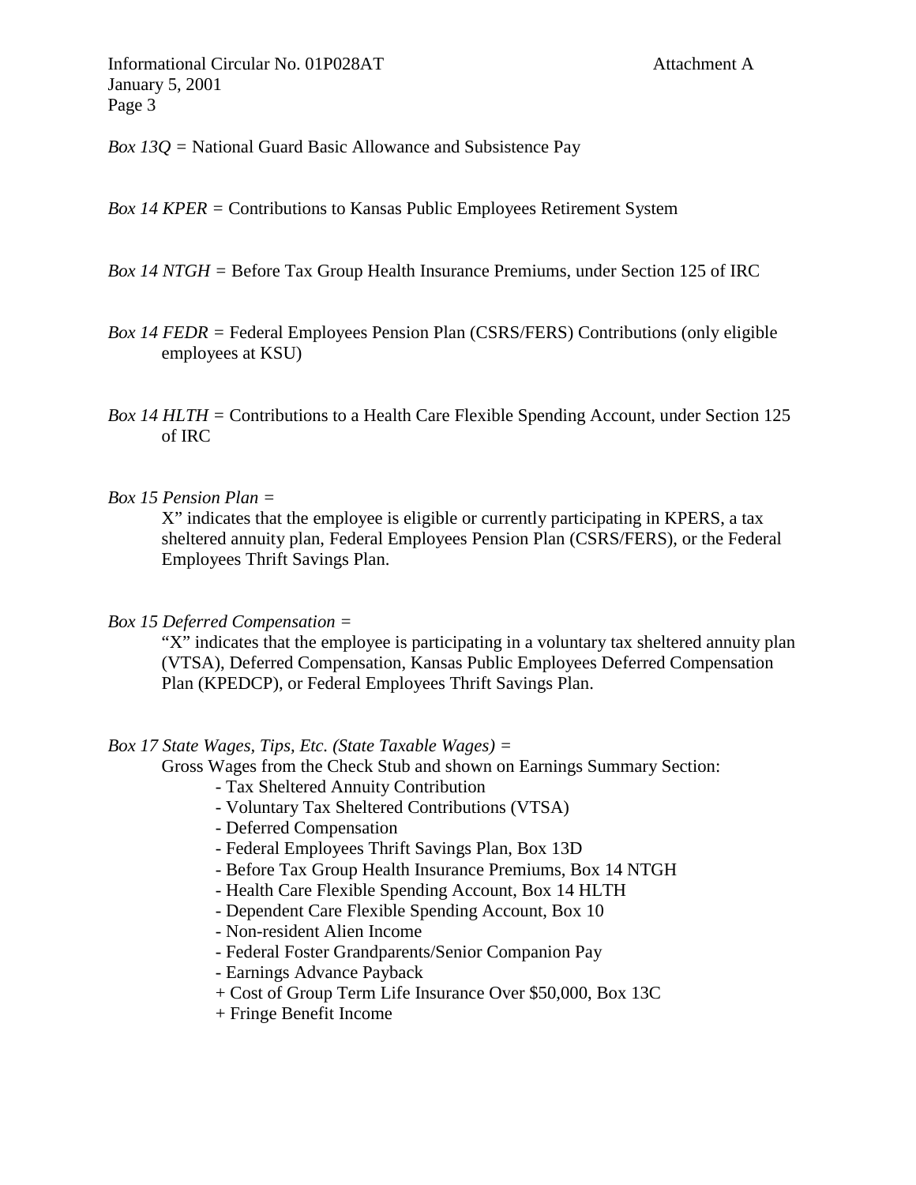*Box 13Q =* National Guard Basic Allowance and Subsistence Pay

*Box 14 KPER =* Contributions to Kansas Public Employees Retirement System

*Box 14 NTGH =* Before Tax Group Health Insurance Premiums, under Section 125 of IRC

*Box 14 FEDR =* Federal Employees Pension Plan (CSRS/FERS) Contributions (only eligible employees at KSU)

*Box 14 HLTH =* Contributions to a Health Care Flexible Spending Account, under Section 125 of IRC

*Box 15 Pension Plan =*

X" indicates that the employee is eligible or currently participating in KPERS, a tax sheltered annuity plan, Federal Employees Pension Plan (CSRS/FERS), or the Federal Employees Thrift Savings Plan.

*Box 15 Deferred Compensation =*

"X" indicates that the employee is participating in a voluntary tax sheltered annuity plan (VTSA), Deferred Compensation, Kansas Public Employees Deferred Compensation Plan (KPEDCP), or Federal Employees Thrift Savings Plan.

*Box 17 State Wages, Tips, Etc. (State Taxable Wages) =*

Gross Wages from the Check Stub and shown on Earnings Summary Section:

- \- Tax Sheltered Annuity Contribution
- \- Voluntary Tax Sheltered Contributions (VTSA)
- \- Deferred Compensation
- \- Federal Employees Thrift Savings Plan, Box 13D
- \- Before Tax Group Health Insurance Premiums, Box 14 NTGH
- \- Health Care Flexible Spending Account, Box 14 HLTH
- \- Dependent Care Flexible Spending Account, Box 10
- \- Non-resident Alien Income
- \- Federal Foster Grandparents/Senior Companion Pay
- \- Earnings Advance Payback
- \+ Cost of Group Term Life Insurance Over $50,000, Box 13C
- \+ Fringe Benefit Income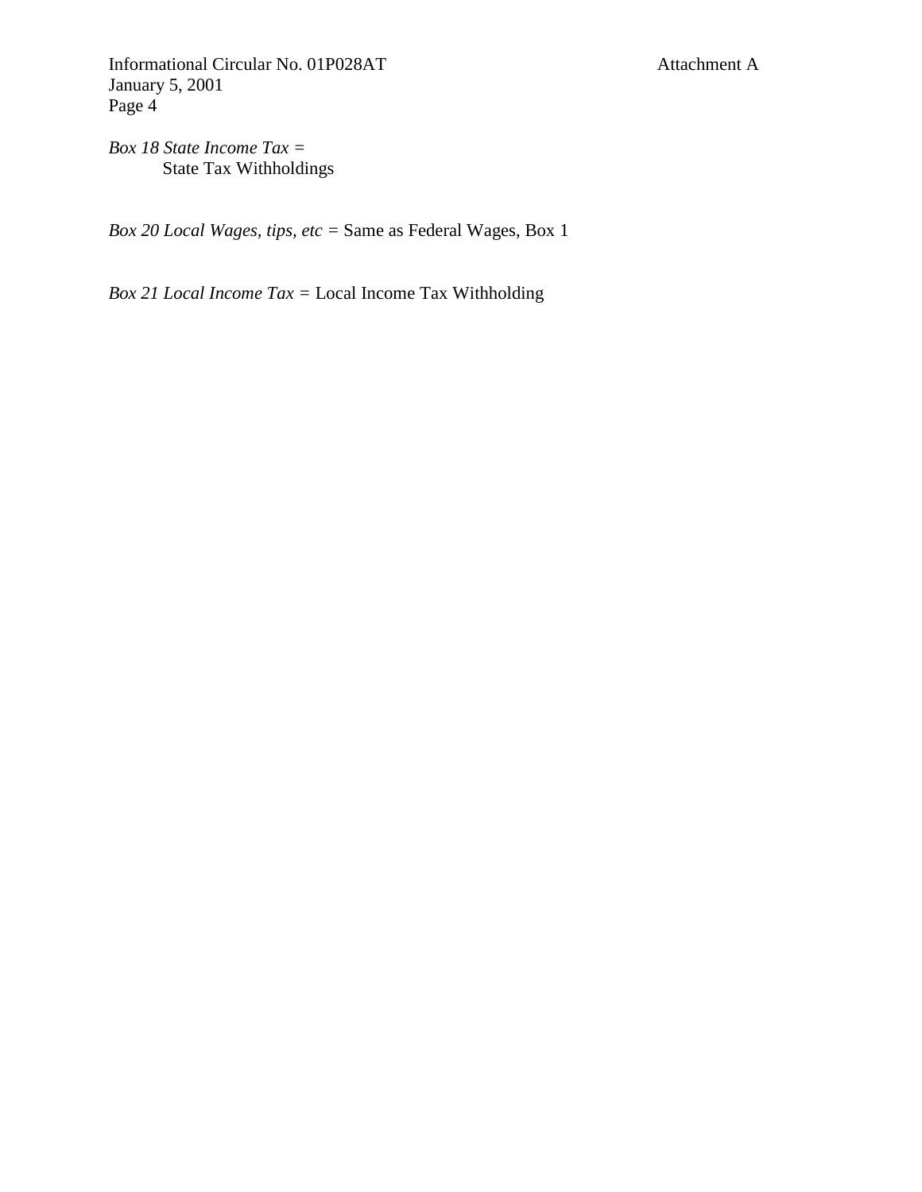*Box 18 State Income Tax =*
State Tax Withholdings

*Box 20 Local Wages, tips, etc =* Same as Federal Wages, Box 1

*Box 21 Local Income Tax =* Local Income Tax Withholding